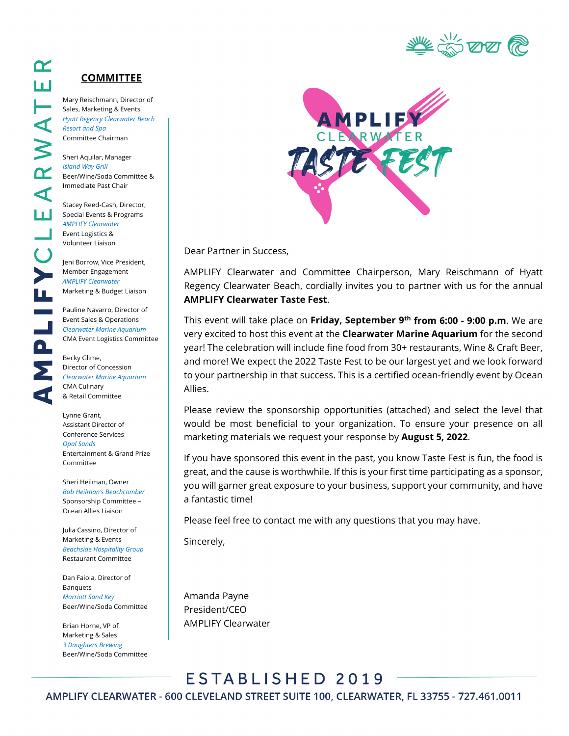# AMPLIFY CLEARWATER TASTE FEST

## COMMITTEE

Mary Reischmann, Director of Sales, Marketing & Events
*Hyatt Regency Clearwater Beach Resort and Spa*
Committee Chairman

Sheri Aquilar, Manager
*Island Way Grill*
Beer/Wine/Soda Committee & Immediate Past Chair

Stacey Reed-Cash, Director, Special Events & Programs
*AMPLIFY Clearwater*
Event Logistics & Volunteer Liaison

Jeni Borrow, Vice President, Member Engagement
*AMPLIFY Clearwater*
Marketing & Budget Liaison

Pauline Navarro, Director of Event Sales & Operations
*Clearwater Marine Aquarium*
CMA Event Logistics Committee

Becky Glime, Director of Concession
*Clearwater Marine Aquarium*
CMA Culinary & Retail Committee

Lynne Grant, Assistant Director of Conference Services
*Opal Sands*
Entertainment & Grand Prize Committee

Sheri Heilman, Owner
*Bob Heilman's Beachcomber*
Sponsorship Committee – Ocean Allies Liaison

Julia Cassino, Director of Marketing & Events
*Beachside Hospitality Group*
Restaurant Committee

Dan Faiola, Director of Banquets
*Marriott Sand Key*
Beer/Wine/Soda Committee

Brian Horne, VP of Marketing & Sales
*3 Daughters Brewing*
Beer/Wine/Soda Committee

---

Dear Partner in Success,

AMPLIFY Clearwater and Committee Chairperson, Mary Reischmann of Hyatt Regency Clearwater Beach, cordially invites you to partner with us for the annual **AMPLIFY Clearwater Taste Fest**.

This event will take place on **Friday, September 9th from 6:00 - 9:00 p.m**. We are very excited to host this event at the **Clearwater Marine Aquarium** for the second year! The celebration will include fine food from 30+ restaurants, Wine & Craft Beer, and more! We expect the 2022 Taste Fest to be our largest yet and we look forward to your partnership in that success. This is a certified ocean-friendly event by Ocean Allies.

Please review the sponsorship opportunities (attached) and select the level that would be most beneficial to your organization. To ensure your presence on all marketing materials we request your response by **August 5, 2022**.

If you have sponsored this event in the past, you know Taste Fest is fun, the food is great, and the cause is worthwhile. If this is your first time participating as a sponsor, you will garner great exposure to your business, support your community, and have a fantastic time!

Please feel free to contact me with any questions that you may have.

Sincerely,

Amanda Payne
President/CEO
AMPLIFY Clearwater

ESTABLISHED 2019

AMPLIFY CLEARWATER - 600 CLEVELAND STREET SUITE 100, CLEARWATER, FL 33755 - 727.461.0011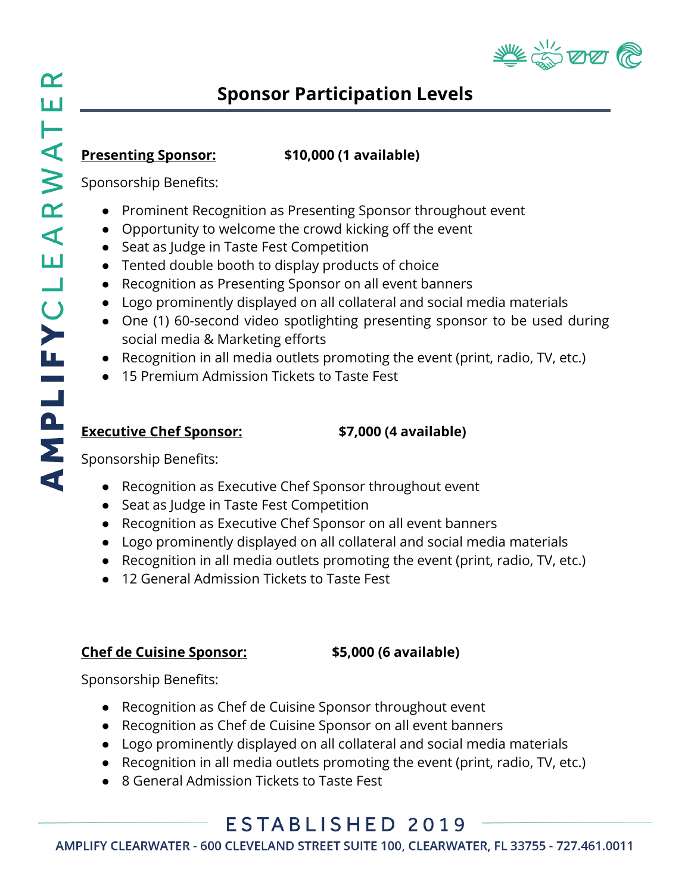# Sponsor Participation Levels

**Presenting Sponsor:** **$10,000 (1 available)**

Sponsorship Benefits:

- Prominent Recognition as Presenting Sponsor throughout event
- Opportunity to welcome the crowd kicking off the event
- Seat as Judge in Taste Fest Competition
- Tented double booth to display products of choice
- Recognition as Presenting Sponsor on all event banners
- Logo prominently displayed on all collateral and social media materials
- One (1) 60-second video spotlighting presenting sponsor to be used during social media & Marketing efforts
- Recognition in all media outlets promoting the event (print, radio, TV, etc.)
- 15 Premium Admission Tickets to Taste Fest

**Executive Chef Sponsor:** **$7,000 (4 available)**

Sponsorship Benefits:

- Recognition as Executive Chef Sponsor throughout event
- Seat as Judge in Taste Fest Competition
- Recognition as Executive Chef Sponsor on all event banners
- Logo prominently displayed on all collateral and social media materials
- Recognition in all media outlets promoting the event (print, radio, TV, etc.)
- 12 General Admission Tickets to Taste Fest

**Chef de Cuisine Sponsor:** **$5,000 (6 available)**

Sponsorship Benefits:

- Recognition as Chef de Cuisine Sponsor throughout event
- Recognition as Chef de Cuisine Sponsor on all event banners
- Logo prominently displayed on all collateral and social media materials
- Recognition in all media outlets promoting the event (print, radio, TV, etc.)
- 8 General Admission Tickets to Taste Fest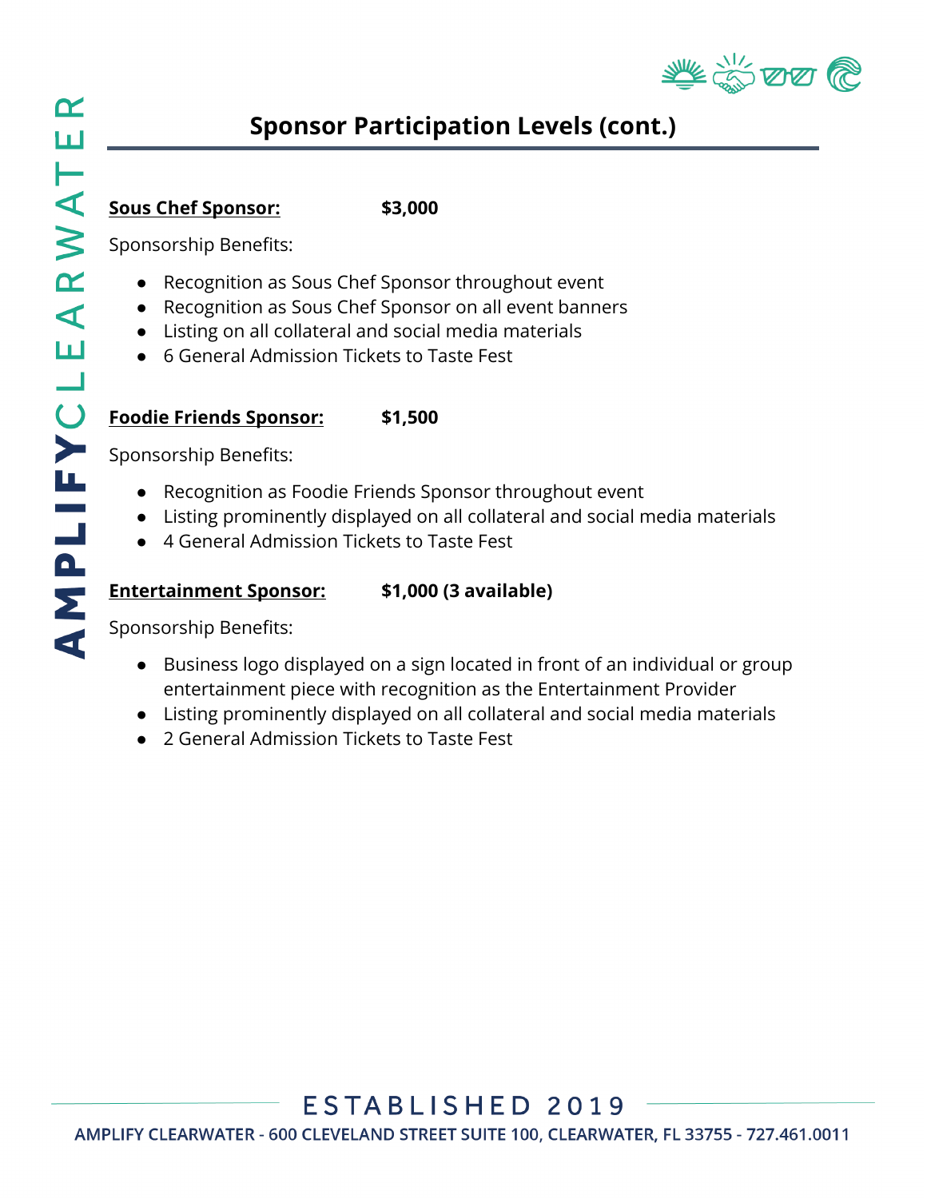## Sponsor Participation Levels (cont.)

**Sous Chef Sponsor:** **$3,000**

Sponsorship Benefits:

- Recognition as Sous Chef Sponsor throughout event
- Recognition as Sous Chef Sponsor on all event banners
- Listing on all collateral and social media materials
- 6 General Admission Tickets to Taste Fest

**Foodie Friends Sponsor:** **$1,500**

Sponsorship Benefits:

- Recognition as Foodie Friends Sponsor throughout event
- Listing prominently displayed on all collateral and social media materials
- 4 General Admission Tickets to Taste Fest

**Entertainment Sponsor:** **$1,000 (3 available)**

Sponsorship Benefits:

- Business logo displayed on a sign located in front of an individual or group entertainment piece with recognition as the Entertainment Provider
- Listing prominently displayed on all collateral and social media materials
- 2 General Admission Tickets to Taste Fest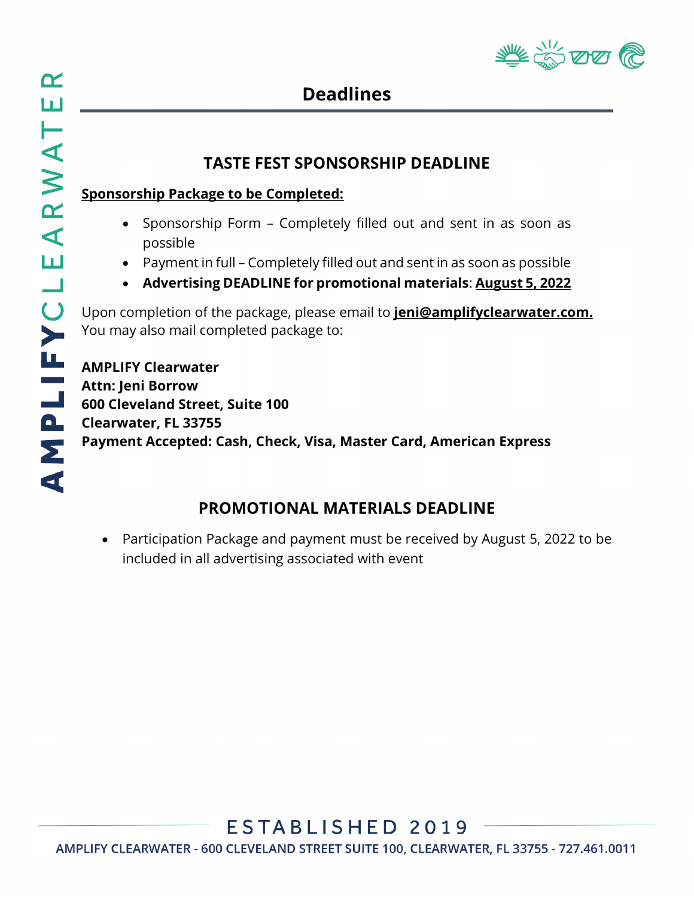# Deadlines

## TASTE FEST SPONSORSHIP DEADLINE

**Sponsorship Package to be Completed:**

- Sponsorship Form – Completely filled out and sent in as soon as possible
- Payment in full – Completely filled out and sent in as soon as possible
- **Advertising DEADLINE for promotional materials**: **August 5, 2022**

Upon completion of the package, please email to **jeni@amplifyclearwater.com.** You may also mail completed package to:

**AMPLIFY Clearwater**
**Attn: Jeni Borrow**
**600 Cleveland Street, Suite 100**
**Clearwater, FL 33755**
**Payment Accepted: Cash, Check, Visa, Master Card, American Express**

## PROMOTIONAL MATERIALS DEADLINE

- Participation Package and payment must be received by August 5, 2022 to be included in all advertising associated with event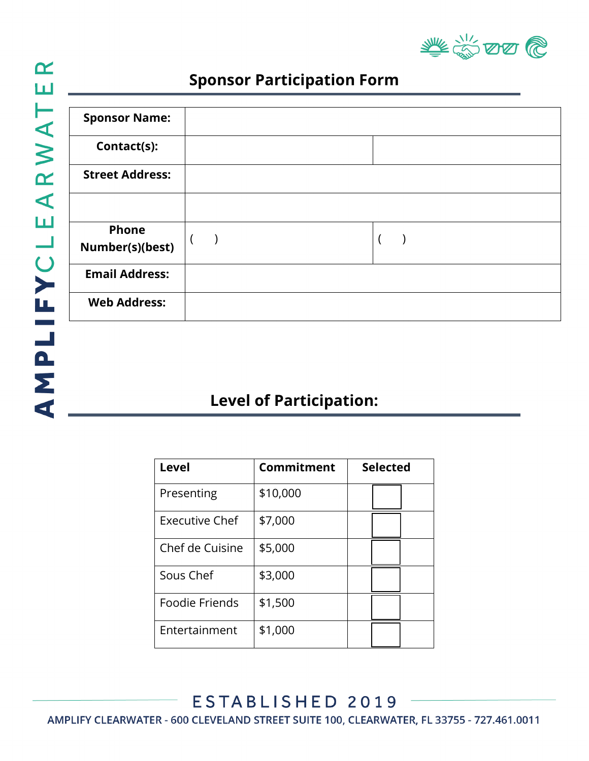AMPLIFYCLEARWATER

## Sponsor Participation Form

| | | |
|---|---|---|
| **Sponsor Name:** | | |
| **Contact(s):** | | |
| **Street Address:** | | |
| | | |
| **Phone Number(s)(best)** | (     ) | (     ) |
| **Email Address:** | | |
| **Web Address:** | | |

## Level of Participation:

| **Level** | **Commitment** | **Selected** |
|---|---|---|
| Presenting | $10,000 | ☐ |
| Executive Chef | $7,000 | ☐ |
| Chef de Cuisine | $5,000 | ☐ |
| Sous Chef | $3,000 | ☐ |
| Foodie Friends | $1,500 | ☐ |
| Entertainment | $1,000 | ☐ |

ESTABLISHED 2019

AMPLIFY CLEARWATER - 600 CLEVELAND STREET SUITE 100, CLEARWATER, FL 33755 - 727.461.0011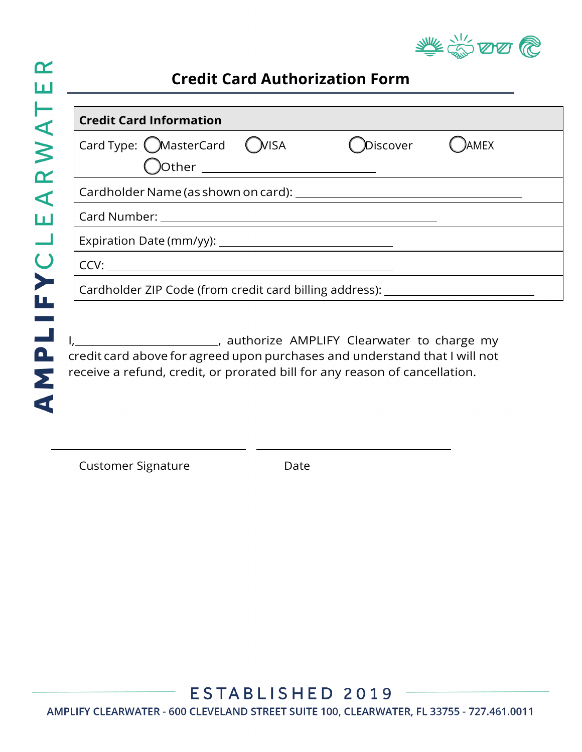AMPLIFYCLEARWATER

# Credit Card Authorization Form

| **Credit Card Information** |
|---|
| Card Type: ◯ MasterCard ◯ VISA ◯ Discover ◯ AMEX ◯ Other \_\_\_\_\_\_\_\_\_\_\_\_\_\_\_\_\_\_\_\_ |
| Cardholder Name (as shown on card): \_\_\_\_\_\_\_\_\_\_\_\_\_\_\_\_\_\_\_\_\_\_\_\_\_\_\_\_ |
| Card Number: \_\_\_\_\_\_\_\_\_\_\_\_\_\_\_\_\_\_\_\_\_\_\_\_\_\_\_\_\_\_\_\_ |
| Expiration Date (mm/yy): \_\_\_\_\_\_\_\_\_\_\_\_\_\_\_\_\_\_\_\_ |
| CCV: \_\_\_\_\_\_\_\_\_\_\_\_\_\_\_\_\_\_\_\_\_\_\_\_\_\_\_\_\_\_\_\_ |
| Cardholder ZIP Code (from credit card billing address): \_\_\_\_\_\_\_\_\_\_\_\_\_\_\_\_\_\_ |

I, \_\_\_\_\_\_\_\_\_\_\_\_\_\_\_\_\_\_\_\_\_\_\_\_, authorize AMPLIFY Clearwater to charge my credit card above for agreed upon purchases and understand that I will not receive a refund, credit, or prorated bill for any reason of cancellation.

\_\_\_\_\_\_\_\_\_\_\_\_\_\_\_\_\_\_\_\_\_\_\_\_\_\_\_\_ \_\_\_\_\_\_\_\_\_\_\_\_\_\_\_\_\_\_\_\_\_\_\_\_\_\_\_\_

Customer Signature Date

ESTABLISHED 2019

AMPLIFY CLEARWATER - 600 CLEVELAND STREET SUITE 100, CLEARWATER, FL 33755 - 727.461.0011